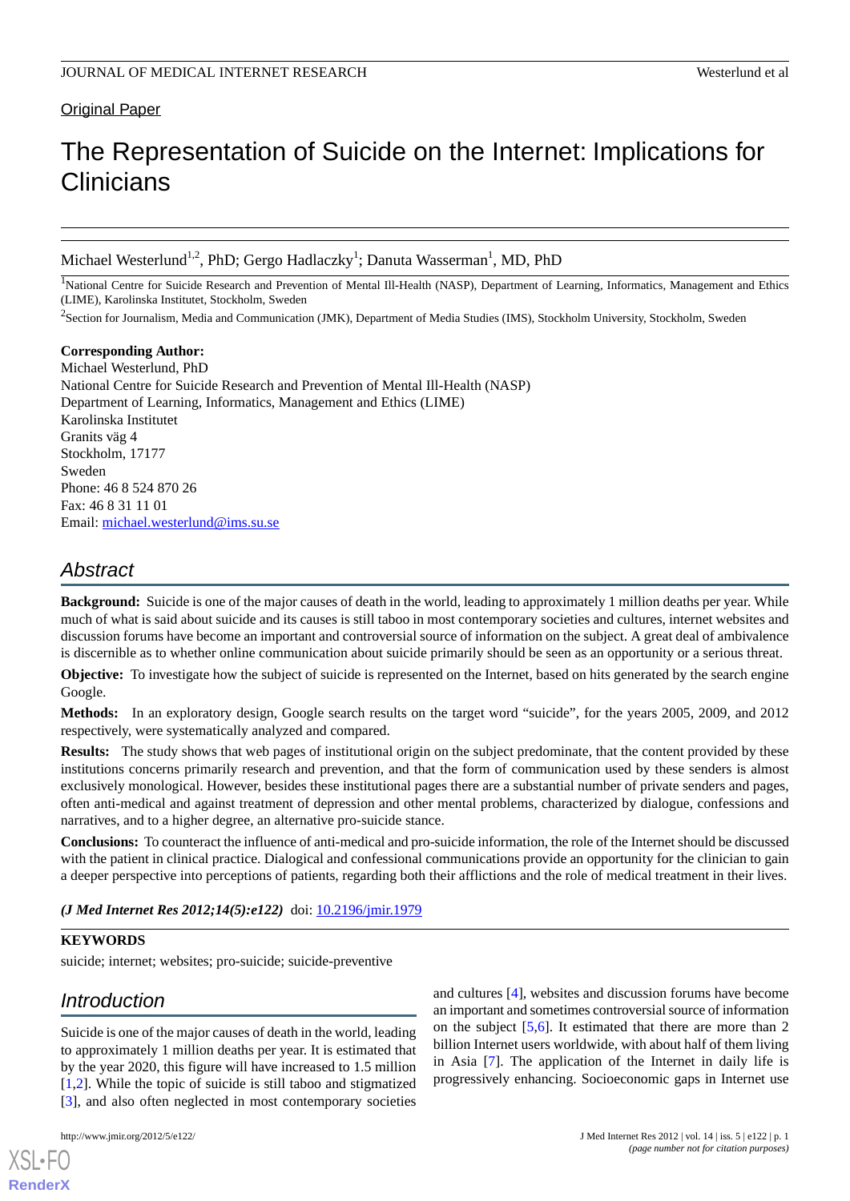Original Paper

# The Representation of Suicide on the Internet: Implications for Clinicians

Michael Westerlund[1,2], PhD; Gergo Hadlaczky[1]; Danuta Wasserman[1], MD, PhD

[1]National Centre for Suicide Research and Prevention of Mental Ill-Health (NASP), Department of Learning, Informatics, Management and Ethics (LIME), Karolinska Institutet, Stockholm, Sweden

[2]Section for Journalism, Media and Communication (JMK), Department of Media Studies (IMS), Stockholm University, Stockholm, Sweden

**Corresponding Author:**
Michael Westerlund, PhD
National Centre for Suicide Research and Prevention of Mental Ill-Health (NASP)
Department of Learning, Informatics, Management and Ethics (LIME)
Karolinska Institutet
Granits väg 4
Stockholm, 17177
Sweden
Phone: 46 8 524 870 26
Fax: 46 8 31 11 01
Email: michael.westerlund@ims.su.se

## Abstract

**Background:** Suicide is one of the major causes of death in the world, leading to approximately 1 million deaths per year. While much of what is said about suicide and its causes is still taboo in most contemporary societies and cultures, internet websites and discussion forums have become an important and controversial source of information on the subject. A great deal of ambivalence is discernible as to whether online communication about suicide primarily should be seen as an opportunity or a serious threat.

**Objective:** To investigate how the subject of suicide is represented on the Internet, based on hits generated by the search engine Google.

**Methods:** In an exploratory design, Google search results on the target word "suicide", for the years 2005, 2009, and 2012 respectively, were systematically analyzed and compared.

**Results:** The study shows that web pages of institutional origin on the subject predominate, that the content provided by these institutions concerns primarily research and prevention, and that the form of communication used by these senders is almost exclusively monological. However, besides these institutional pages there are a substantial number of private senders and pages, often anti-medical and against treatment of depression and other mental problems, characterized by dialogue, confessions and narratives, and to a higher degree, an alternative pro-suicide stance.

**Conclusions:** To counteract the influence of anti-medical and pro-suicide information, the role of the Internet should be discussed with the patient in clinical practice. Dialogical and confessional communications provide an opportunity for the clinician to gain a deeper perspective into perceptions of patients, regarding both their afflictions and the role of medical treatment in their lives.

*(J Med Internet Res 2012;14(5):e122)* doi: 10.2196/jmir.1979

**KEYWORDS**

suicide; internet; websites; pro-suicide; suicide-preventive

## Introduction

Suicide is one of the major causes of death in the world, leading to approximately 1 million deaths per year. It is estimated that by the year 2020, this figure will have increased to 1.5 million [1,2]. While the topic of suicide is still taboo and stigmatized [3], and also often neglected in most contemporary societies and cultures [4], websites and discussion forums have become an important and sometimes controversial source of information on the subject [5,6]. It estimated that there are more than 2 billion Internet users worldwide, with about half of them living in Asia [7]. The application of the Internet in daily life is progressively enhancing. Socioeconomic gaps in Internet use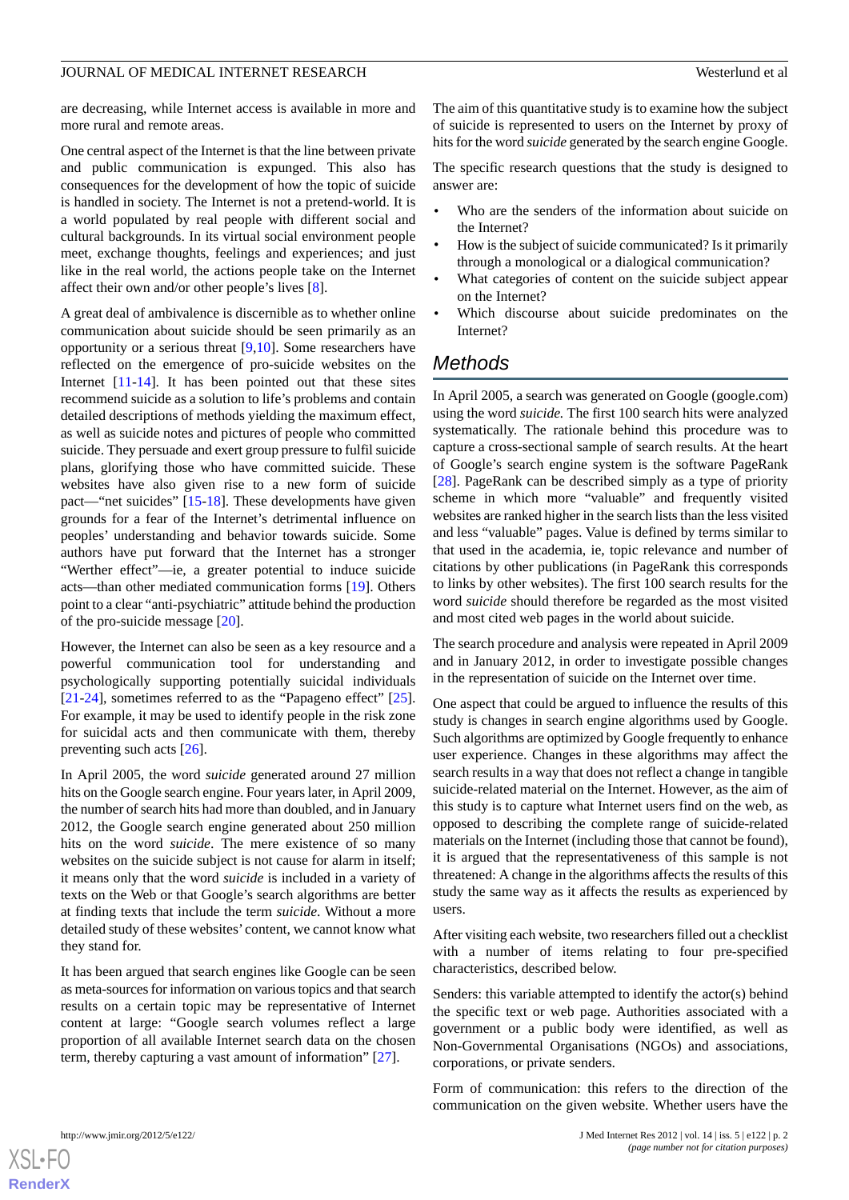are decreasing, while Internet access is available in more and more rural and remote areas.

One central aspect of the Internet is that the line between private and public communication is expunged. This also has consequences for the development of how the topic of suicide is handled in society. The Internet is not a pretend-world. It is a world populated by real people with different social and cultural backgrounds. In its virtual social environment people meet, exchange thoughts, feelings and experiences; and just like in the real world, the actions people take on the Internet affect their own and/or other people's lives [8].

A great deal of ambivalence is discernible as to whether online communication about suicide should be seen primarily as an opportunity or a serious threat [9,10]. Some researchers have reflected on the emergence of pro-suicide websites on the Internet [11-14]. It has been pointed out that these sites recommend suicide as a solution to life's problems and contain detailed descriptions of methods yielding the maximum effect, as well as suicide notes and pictures of people who committed suicide. They persuade and exert group pressure to fulfil suicide plans, glorifying those who have committed suicide. These websites have also given rise to a new form of suicide pact—"net suicides" [15-18]. These developments have given grounds for a fear of the Internet's detrimental influence on peoples' understanding and behavior towards suicide. Some authors have put forward that the Internet has a stronger "Werther effect"—ie, a greater potential to induce suicide acts—than other mediated communication forms [19]. Others point to a clear "anti-psychiatric" attitude behind the production of the pro-suicide message [20].

However, the Internet can also be seen as a key resource and a powerful communication tool for understanding and psychologically supporting potentially suicidal individuals [21-24], sometimes referred to as the "Papageno effect" [25]. For example, it may be used to identify people in the risk zone for suicidal acts and then communicate with them, thereby preventing such acts [26].

In April 2005, the word *suicide* generated around 27 million hits on the Google search engine. Four years later, in April 2009, the number of search hits had more than doubled, and in January 2012, the Google search engine generated about 250 million hits on the word *suicide*. The mere existence of so many websites on the suicide subject is not cause for alarm in itself; it means only that the word *suicide* is included in a variety of texts on the Web or that Google's search algorithms are better at finding texts that include the term *suicide*. Without a more detailed study of these websites' content, we cannot know what they stand for.

It has been argued that search engines like Google can be seen as meta-sources for information on various topics and that search results on a certain topic may be representative of Internet content at large: "Google search volumes reflect a large proportion of all available Internet search data on the chosen term, thereby capturing a vast amount of information" [27].

The aim of this quantitative study is to examine how the subject of suicide is represented to users on the Internet by proxy of hits for the word *suicide* generated by the search engine Google.

The specific research questions that the study is designed to answer are:

- Who are the senders of the information about suicide on the Internet?
- How is the subject of suicide communicated? Is it primarily through a monological or a dialogical communication?
- What categories of content on the suicide subject appear on the Internet?
- Which discourse about suicide predominates on the Internet?

## Methods

In April 2005, a search was generated on Google (google.com) using the word *suicide.* The first 100 search hits were analyzed systematically. The rationale behind this procedure was to capture a cross-sectional sample of search results. At the heart of Google's search engine system is the software PageRank [28]. PageRank can be described simply as a type of priority scheme in which more "valuable" and frequently visited websites are ranked higher in the search lists than the less visited and less "valuable" pages. Value is defined by terms similar to that used in the academia, ie, topic relevance and number of citations by other publications (in PageRank this corresponds to links by other websites). The first 100 search results for the word *suicide* should therefore be regarded as the most visited and most cited web pages in the world about suicide.

The search procedure and analysis were repeated in April 2009 and in January 2012, in order to investigate possible changes in the representation of suicide on the Internet over time.

One aspect that could be argued to influence the results of this study is changes in search engine algorithms used by Google. Such algorithms are optimized by Google frequently to enhance user experience. Changes in these algorithms may affect the search results in a way that does not reflect a change in tangible suicide-related material on the Internet. However, as the aim of this study is to capture what Internet users find on the web, as opposed to describing the complete range of suicide-related materials on the Internet (including those that cannot be found), it is argued that the representativeness of this sample is not threatened: A change in the algorithms affects the results of this study the same way as it affects the results as experienced by users.

After visiting each website, two researchers filled out a checklist with a number of items relating to four pre-specified characteristics, described below.

Senders: this variable attempted to identify the actor(s) behind the specific text or web page. Authorities associated with a government or a public body were identified, as well as Non-Governmental Organisations (NGOs) and associations, corporations, or private senders.

Form of communication: this refers to the direction of the communication on the given website. Whether users have the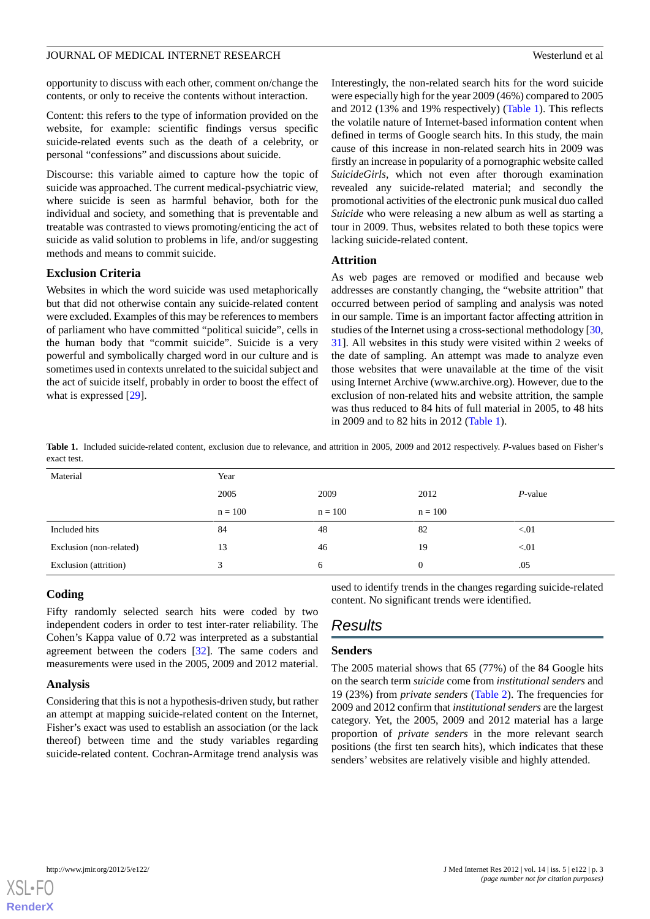opportunity to discuss with each other, comment on/change the contents, or only to receive the contents without interaction.

Content: this refers to the type of information provided on the website, for example: scientific findings versus specific suicide-related events such as the death of a celebrity, or personal "confessions" and discussions about suicide.

Discourse: this variable aimed to capture how the topic of suicide was approached. The current medical-psychiatric view, where suicide is seen as harmful behavior, both for the individual and society, and something that is preventable and treatable was contrasted to views promoting/enticing the act of suicide as valid solution to problems in life, and/or suggesting methods and means to commit suicide.

### Exclusion Criteria

Websites in which the word suicide was used metaphorically but that did not otherwise contain any suicide-related content were excluded. Examples of this may be references to members of parliament who have committed "political suicide", cells in the human body that "commit suicide". Suicide is a very powerful and symbolically charged word in our culture and is sometimes used in contexts unrelated to the suicidal subject and the act of suicide itself, probably in order to boost the effect of what is expressed [29].

Interestingly, the non-related search hits for the word suicide were especially high for the year 2009 (46%) compared to 2005 and 2012 (13% and 19% respectively) (Table 1). This reflects the volatile nature of Internet-based information content when defined in terms of Google search hits. In this study, the main cause of this increase in non-related search hits in 2009 was firstly an increase in popularity of a pornographic website called *SuicideGirls*, which not even after thorough examination revealed any suicide-related material; and secondly the promotional activities of the electronic punk musical duo called *Suicide* who were releasing a new album as well as starting a tour in 2009. Thus, websites related to both these topics were lacking suicide-related content.

### Attrition

As web pages are removed or modified and because web addresses are constantly changing, the "website attrition" that occurred between period of sampling and analysis was noted in our sample. Time is an important factor affecting attrition in studies of the Internet using a cross-sectional methodology [30, 31]. All websites in this study were visited within 2 weeks of the date of sampling. An attempt was made to analyze even those websites that were unavailable at the time of the visit using Internet Archive (www.archive.org). However, due to the exclusion of non-related hits and website attrition, the sample was thus reduced to 84 hits of full material in 2005, to 48 hits in 2009 and to 82 hits in 2012 (Table 1).

**Table 1.** Included suicide-related content, exclusion due to relevance, and attrition in 2005, 2009 and 2012 respectively. *P*-values based on Fisher's exact test.

| Material | Year | | | |
|---|---|---|---|---|
| | 2005 | 2009 | 2012 | *P*-value |
| | n = 100 | n = 100 | n = 100 | |
| Included hits | 84 | 48 | 82 | <.01 |
| Exclusion (non-related) | 13 | 46 | 19 | <.01 |
| Exclusion (attrition) | 3 | 6 | 0 | .05 |

### Coding

Fifty randomly selected search hits were coded by two independent coders in order to test inter-rater reliability. The Cohen's Kappa value of 0.72 was interpreted as a substantial agreement between the coders [32]. The same coders and measurements were used in the 2005, 2009 and 2012 material.

### Analysis

Considering that this is not a hypothesis-driven study, but rather an attempt at mapping suicide-related content on the Internet, Fisher's exact was used to establish an association (or the lack thereof) between time and the study variables regarding suicide-related content. Cochran-Armitage trend analysis was used to identify trends in the changes regarding suicide-related content. No significant trends were identified.

## Results

### Senders

The 2005 material shows that 65 (77%) of the 84 Google hits on the search term *suicide* come from *institutional senders* and 19 (23%) from *private senders* (Table 2). The frequencies for 2009 and 2012 confirm that *institutional senders* are the largest category. Yet, the 2005, 2009 and 2012 material has a large proportion of *private senders* in the more relevant search positions (the first ten search hits), which indicates that these senders' websites are relatively visible and highly attended.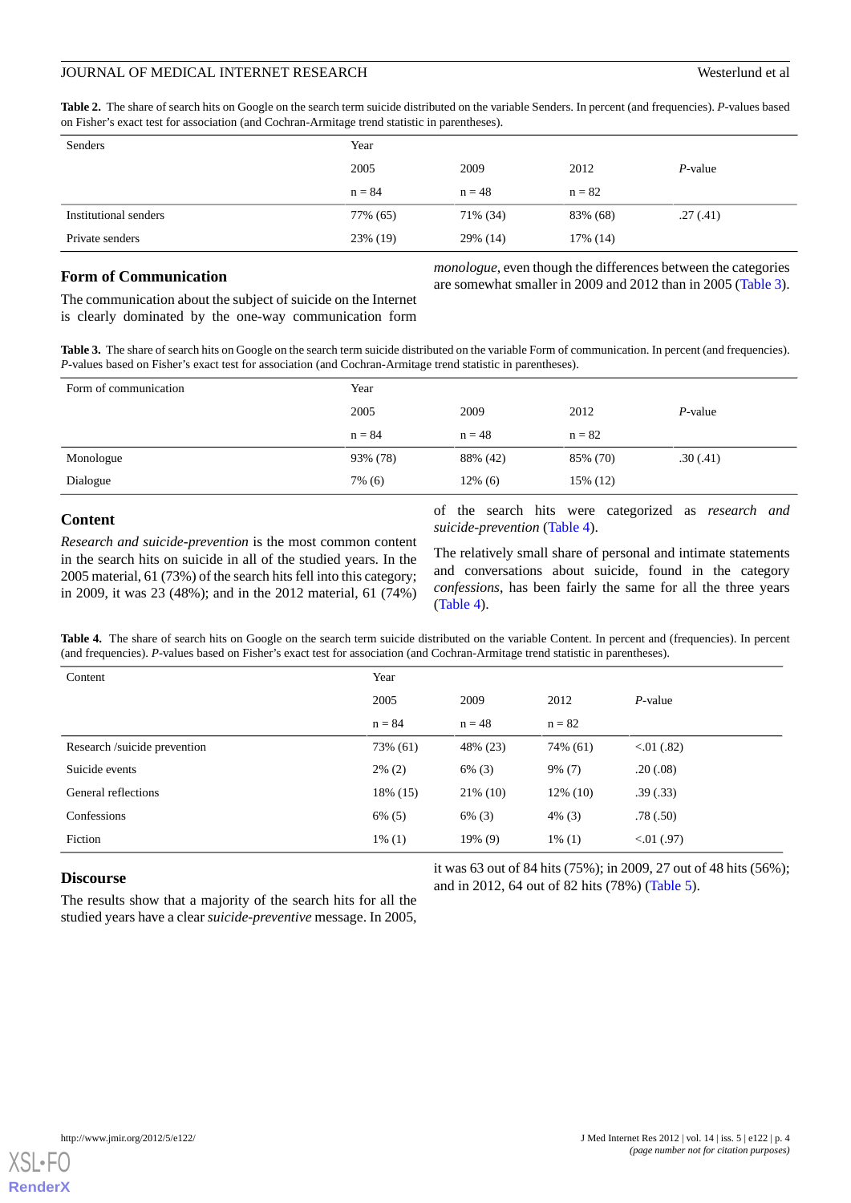**Table 2.** The share of search hits on Google on the search term suicide distributed on the variable Senders. In percent (and frequencies). *P*-values based on Fisher's exact test for association (and Cochran-Armitage trend statistic in parentheses).

| Senders | Year | | | |
|---|---|---|---|---|
| | 2005 | 2009 | 2012 | *P*-value |
| | n = 84 | n = 48 | n = 82 | |
| Institutional senders | 77% (65) | 71% (34) | 83% (68) | .27 (.41) |
| Private senders | 23% (19) | 29% (14) | 17% (14) | |

### Form of Communication

The communication about the subject of suicide on the Internet is clearly dominated by the one-way communication form *monologue*, even though the differences between the categories are somewhat smaller in 2009 and 2012 than in 2005 (Table 3).

**Table 3.** The share of search hits on Google on the search term suicide distributed on the variable Form of communication. In percent (and frequencies). *P*-values based on Fisher's exact test for association (and Cochran-Armitage trend statistic in parentheses).

| Form of communication | Year | | | |
|---|---|---|---|---|
| | 2005 | 2009 | 2012 | *P*-value |
| | n = 84 | n = 48 | n = 82 | |
| Monologue | 93% (78) | 88% (42) | 85% (70) | .30 (.41) |
| Dialogue | 7% (6) | 12% (6) | 15% (12) | |

### Content

*Research and suicide-prevention* is the most common content in the search hits on suicide in all of the studied years. In the 2005 material, 61 (73%) of the search hits fell into this category; in 2009, it was 23 (48%); and in the 2012 material, 61 (74%) of the search hits were categorized as *research and suicide-prevention* (Table 4).

The relatively small share of personal and intimate statements and conversations about suicide, found in the category *confessions*, has been fairly the same for all the three years (Table 4).

**Table 4.** The share of search hits on Google on the search term suicide distributed on the variable Content. In percent and (frequencies). In percent (and frequencies). *P*-values based on Fisher's exact test for association (and Cochran-Armitage trend statistic in parentheses).

| Content | Year | | | |
|---|---|---|---|---|
| | 2005 | 2009 | 2012 | *P*-value |
| | n = 84 | n = 48 | n = 82 | |
| Research /suicide prevention | 73% (61) | 48% (23) | 74% (61) | <.01 (.82) |
| Suicide events | 2% (2) | 6% (3) | 9% (7) | .20 (.08) |
| General reflections | 18% (15) | 21% (10) | 12% (10) | .39 (.33) |
| Confessions | 6% (5) | 6% (3) | 4% (3) | .78 (.50) |
| Fiction | 1% (1) | 19% (9) | 1% (1) | <.01 (.97) |

### Discourse

The results show that a majority of the search hits for all the studied years have a clear *suicide-preventive* message. In 2005, it was 63 out of 84 hits (75%); in 2009, 27 out of 48 hits (56%); and in 2012, 64 out of 82 hits (78%) (Table 5).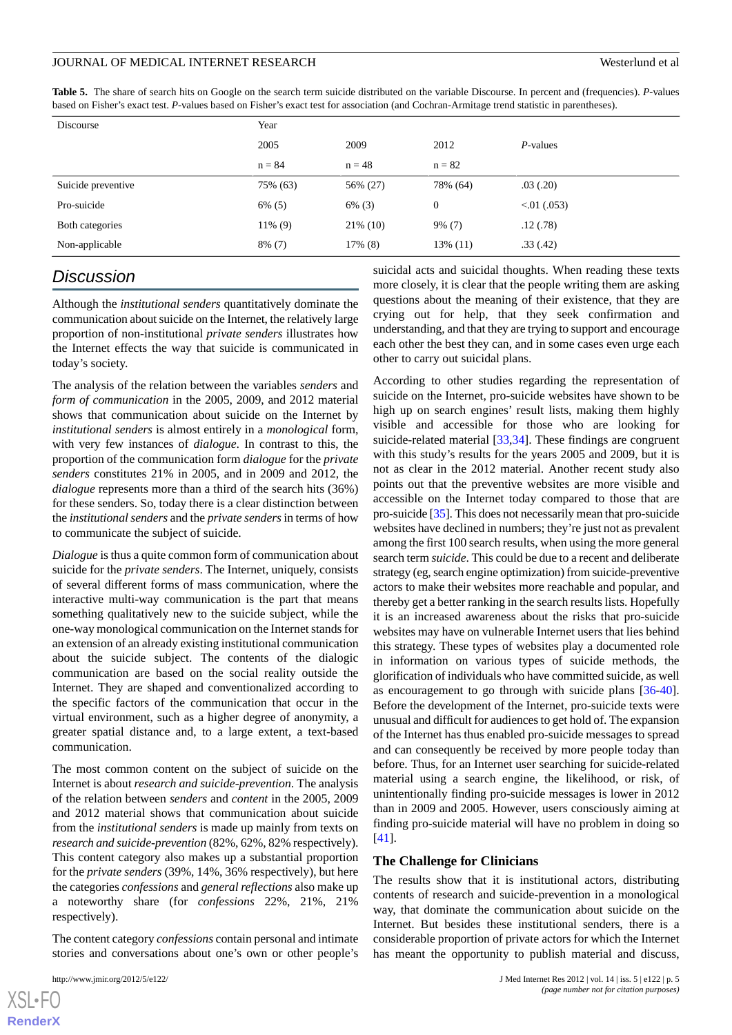**Table 5.** The share of search hits on Google on the search term suicide distributed on the variable Discourse. In percent and (frequencies). *P*-values based on Fisher's exact test. *P*-values based on Fisher's exact test for association (and Cochran-Armitage trend statistic in parentheses).

| Discourse | Year | | | |
|---|---|---|---|---|
| | 2005 | 2009 | 2012 | *P*-values |
| | n = 84 | n = 48 | n = 82 | |
| Suicide preventive | 75% (63) | 56% (27) | 78% (64) | .03 (.20) |
| Pro-suicide | 6% (5) | 6% (3) | 0 | <.01 (.053) |
| Both categories | 11% (9) | 21% (10) | 9% (7) | .12 (.78) |
| Non-applicable | 8% (7) | 17% (8) | 13% (11) | .33 (.42) |

## Discussion

Although the *institutional senders* quantitatively dominate the communication about suicide on the Internet, the relatively large proportion of non-institutional *private senders* illustrates how the Internet effects the way that suicide is communicated in today's society.

The analysis of the relation between the variables *senders* and *form of communication* in the 2005, 2009, and 2012 material shows that communication about suicide on the Internet by *institutional senders* is almost entirely in a *monological* form, with very few instances of *dialogue*. In contrast to this, the proportion of the communication form *dialogue* for the *private senders* constitutes 21% in 2005, and in 2009 and 2012, the *dialogue* represents more than a third of the search hits (36%) for these senders. So, today there is a clear distinction between the *institutional senders* and the *private senders* in terms of how to communicate the subject of suicide.

*Dialogue* is thus a quite common form of communication about suicide for the *private senders*. The Internet, uniquely, consists of several different forms of mass communication, where the interactive multi-way communication is the part that means something qualitatively new to the suicide subject, while the one-way monological communication on the Internet stands for an extension of an already existing institutional communication about the suicide subject. The contents of the dialogic communication are based on the social reality outside the Internet. They are shaped and conventionalized according to the specific factors of the communication that occur in the virtual environment, such as a higher degree of anonymity, a greater spatial distance and, to a large extent, a text-based communication.

The most common content on the subject of suicide on the Internet is about *research and suicide-prevention*. The analysis of the relation between *senders* and *content* in the 2005, 2009 and 2012 material shows that communication about suicide from the *institutional senders* is made up mainly from texts on *research and suicide-prevention* (82%, 62%, 82% respectively). This content category also makes up a substantial proportion for the *private senders* (39%, 14%, 36% respectively), but here the categories *confessions* and *general reflections* also make up a noteworthy share (for *confessions* 22%, 21%, 21% respectively).

The content category *confessions* contain personal and intimate stories and conversations about one's own or other people's suicidal acts and suicidal thoughts. When reading these texts more closely, it is clear that the people writing them are asking questions about the meaning of their existence, that they are crying out for help, that they seek confirmation and understanding, and that they are trying to support and encourage each other the best they can, and in some cases even urge each other to carry out suicidal plans.

According to other studies regarding the representation of suicide on the Internet, pro-suicide websites have shown to be high up on search engines' result lists, making them highly visible and accessible for those who are looking for suicide-related material [33,34]. These findings are congruent with this study's results for the years 2005 and 2009, but it is not as clear in the 2012 material. Another recent study also points out that the preventive websites are more visible and accessible on the Internet today compared to those that are pro-suicide [35]. This does not necessarily mean that pro-suicide websites have declined in numbers; they're just not as prevalent among the first 100 search results, when using the more general search term *suicide*. This could be due to a recent and deliberate strategy (eg, search engine optimization) from suicide-preventive actors to make their websites more reachable and popular, and thereby get a better ranking in the search results lists. Hopefully it is an increased awareness about the risks that pro-suicide websites may have on vulnerable Internet users that lies behind this strategy. These types of websites play a documented role in information on various types of suicide methods, the glorification of individuals who have committed suicide, as well as encouragement to go through with suicide plans [36-40]. Before the development of the Internet, pro-suicide texts were unusual and difficult for audiences to get hold of. The expansion of the Internet has thus enabled pro-suicide messages to spread and can consequently be received by more people today than before. Thus, for an Internet user searching for suicide-related material using a search engine, the likelihood, or risk, of unintentionally finding pro-suicide messages is lower in 2012 than in 2009 and 2005. However, users consciously aiming at finding pro-suicide material will have no problem in doing so [41].

### The Challenge for Clinicians

The results show that it is institutional actors, distributing contents of research and suicide-prevention in a monological way, that dominate the communication about suicide on the Internet. But besides these institutional senders, there is a considerable proportion of private actors for which the Internet has meant the opportunity to publish material and discuss,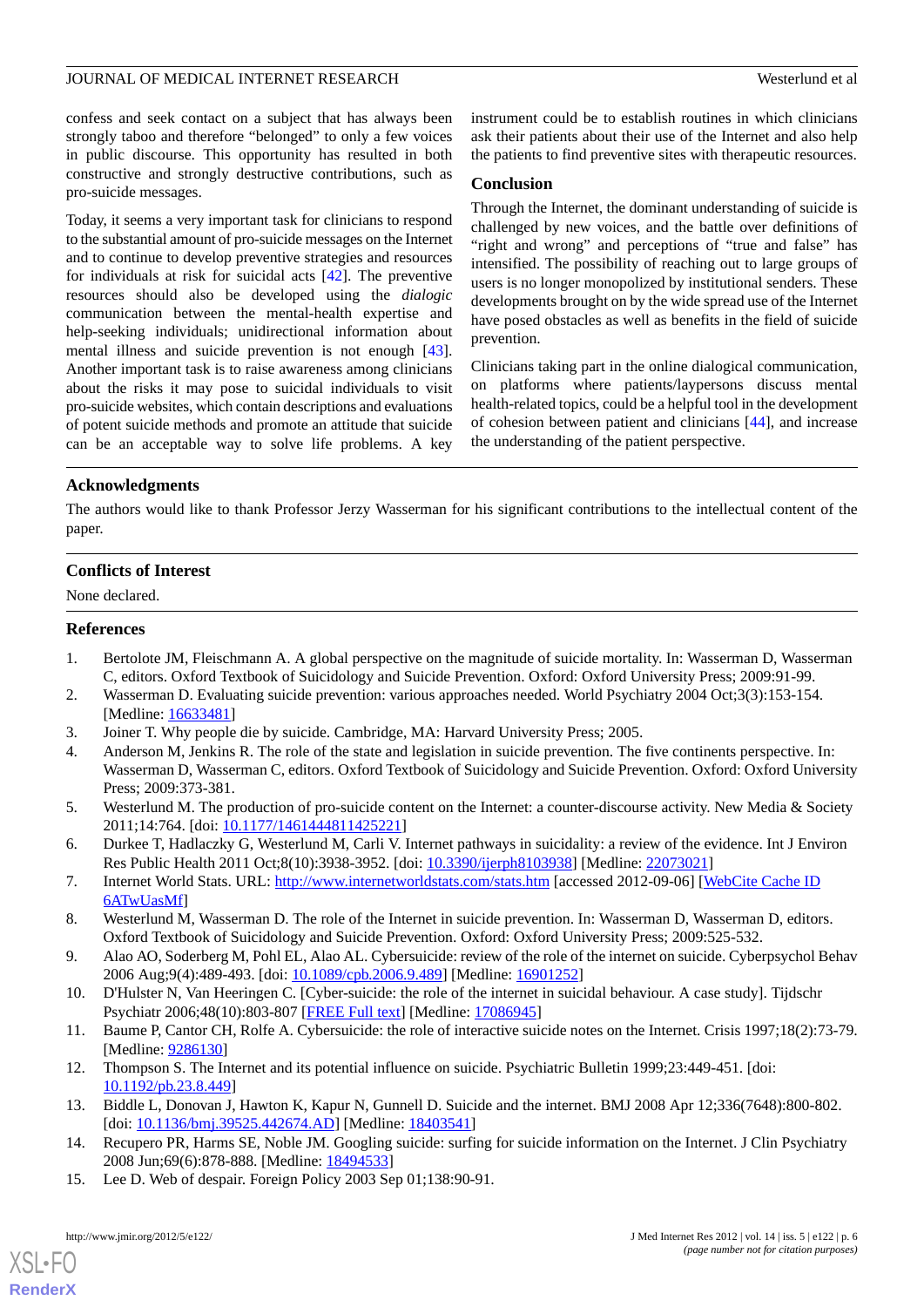confess and seek contact on a subject that has always been strongly taboo and therefore "belonged" to only a few voices in public discourse. This opportunity has resulted in both constructive and strongly destructive contributions, such as pro-suicide messages.

Today, it seems a very important task for clinicians to respond to the substantial amount of pro-suicide messages on the Internet and to continue to develop preventive strategies and resources for individuals at risk for suicidal acts [42]. The preventive resources should also be developed using the *dialogic* communication between the mental-health expertise and help-seeking individuals; unidirectional information about mental illness and suicide prevention is not enough [43]. Another important task is to raise awareness among clinicians about the risks it may pose to suicidal individuals to visit pro-suicide websites, which contain descriptions and evaluations of potent suicide methods and promote an attitude that suicide can be an acceptable way to solve life problems. A key instrument could be to establish routines in which clinicians ask their patients about their use of the Internet and also help the patients to find preventive sites with therapeutic resources.

## Conclusion

Through the Internet, the dominant understanding of suicide is challenged by new voices, and the battle over definitions of "right and wrong" and perceptions of "true and false" has intensified. The possibility of reaching out to large groups of users is no longer monopolized by institutional senders. These developments brought on by the wide spread use of the Internet have posed obstacles as well as benefits in the field of suicide prevention.

Clinicians taking part in the online dialogical communication, on platforms where patients/laypersons discuss mental health-related topics, could be a helpful tool in the development of cohesion between patient and clinicians [44], and increase the understanding of the patient perspective.

## Acknowledgments

The authors would like to thank Professor Jerzy Wasserman for his significant contributions to the intellectual content of the paper.

## Conflicts of Interest

None declared.

## References

1. Bertolote JM, Fleischmann A. A global perspective on the magnitude of suicide mortality. In: Wasserman D, Wasserman C, editors. Oxford Textbook of Suicidology and Suicide Prevention. Oxford: Oxford University Press; 2009:91-99.
2. Wasserman D. Evaluating suicide prevention: various approaches needed. World Psychiatry 2004 Oct;3(3):153-154. [Medline: 16633481]
3. Joiner T. Why people die by suicide. Cambridge, MA: Harvard University Press; 2005.
4. Anderson M, Jenkins R. The role of the state and legislation in suicide prevention. The five continents perspective. In: Wasserman D, Wasserman C, editors. Oxford Textbook of Suicidology and Suicide Prevention. Oxford: Oxford University Press; 2009:373-381.
5. Westerlund M. The production of pro-suicide content on the Internet: a counter-discourse activity. New Media & Society 2011;14:764. [doi: 10.1177/1461444811425221]
6. Durkee T, Hadlaczky G, Westerlund M, Carli V. Internet pathways in suicidality: a review of the evidence. Int J Environ Res Public Health 2011 Oct;8(10):3938-3952. [doi: 10.3390/ijerph8103938] [Medline: 22073021]
7. Internet World Stats. URL: http://www.internetworldstats.com/stats.htm [accessed 2012-09-06] [WebCite Cache ID 6ATwUasMf]
8. Westerlund M, Wasserman D. The role of the Internet in suicide prevention. In: Wasserman D, Wasserman D, editors. Oxford Textbook of Suicidology and Suicide Prevention. Oxford: Oxford University Press; 2009:525-532.
9. Alao AO, Soderberg M, Pohl EL, Alao AL. Cybersuicide: review of the role of the internet on suicide. Cyberpsychol Behav 2006 Aug;9(4):489-493. [doi: 10.1089/cpb.2006.9.489] [Medline: 16901252]
10. D'Hulster N, Van Heeringen C. [Cyber-suicide: the role of the internet in suicidal behaviour. A case study]. Tijdschr Psychiatr 2006;48(10):803-807 [FREE Full text] [Medline: 17086945]
11. Baume P, Cantor CH, Rolfe A. Cybersuicide: the role of interactive suicide notes on the Internet. Crisis 1997;18(2):73-79. [Medline: 9286130]
12. Thompson S. The Internet and its potential influence on suicide. Psychiatric Bulletin 1999;23:449-451. [doi: 10.1192/pb.23.8.449]
13. Biddle L, Donovan J, Hawton K, Kapur N, Gunnell D. Suicide and the internet. BMJ 2008 Apr 12;336(7648):800-802. [doi: 10.1136/bmj.39525.442674.AD] [Medline: 18403541]
14. Recupero PR, Harms SE, Noble JM. Googling suicide: surfing for suicide information on the Internet. J Clin Psychiatry 2008 Jun;69(6):878-888. [Medline: 18494533]
15. Lee D. Web of despair. Foreign Policy 2003 Sep 01;138:90-91.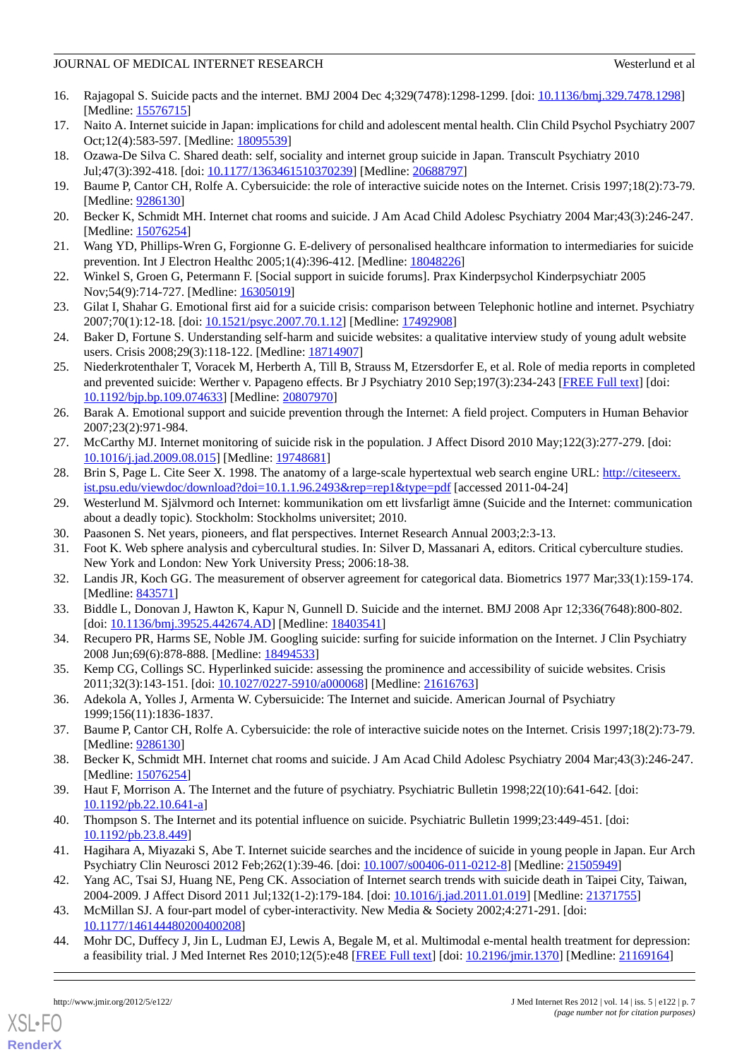16. Rajagopal S. Suicide pacts and the internet. BMJ 2004 Dec 4;329(7478):1298-1299. [doi: 10.1136/bmj.329.7478.1298] [Medline: 15576715]
17. Naito A. Internet suicide in Japan: implications for child and adolescent mental health. Clin Child Psychol Psychiatry 2007 Oct;12(4):583-597. [Medline: 18095539]
18. Ozawa-De Silva C. Shared death: self, sociality and internet group suicide in Japan. Transcult Psychiatry 2010 Jul;47(3):392-418. [doi: 10.1177/1363461510370239] [Medline: 20688797]
19. Baume P, Cantor CH, Rolfe A. Cybersuicide: the role of interactive suicide notes on the Internet. Crisis 1997;18(2):73-79. [Medline: 9286130]
20. Becker K, Schmidt MH. Internet chat rooms and suicide. J Am Acad Child Adolesc Psychiatry 2004 Mar;43(3):246-247. [Medline: 15076254]
21. Wang YD, Phillips-Wren G, Forgionne G. E-delivery of personalised healthcare information to intermediaries for suicide prevention. Int J Electron Healthc 2005;1(4):396-412. [Medline: 18048226]
22. Winkel S, Groen G, Petermann F. [Social support in suicide forums]. Prax Kinderpsychol Kinderpsychiatr 2005 Nov;54(9):714-727. [Medline: 16305019]
23. Gilat I, Shahar G. Emotional first aid for a suicide crisis: comparison between Telephonic hotline and internet. Psychiatry 2007;70(1):12-18. [doi: 10.1521/psyc.2007.70.1.12] [Medline: 17492908]
24. Baker D, Fortune S. Understanding self-harm and suicide websites: a qualitative interview study of young adult website users. Crisis 2008;29(3):118-122. [Medline: 18714907]
25. Niederkrotenthaler T, Voracek M, Herberth A, Till B, Strauss M, Etzersdorfer E, et al. Role of media reports in completed and prevented suicide: Werther v. Papageno effects. Br J Psychiatry 2010 Sep;197(3):234-243 [FREE Full text] [doi: 10.1192/bjp.bp.109.074633] [Medline: 20807970]
26. Barak A. Emotional support and suicide prevention through the Internet: A field project. Computers in Human Behavior 2007;23(2):971-984.
27. McCarthy MJ. Internet monitoring of suicide risk in the population. J Affect Disord 2010 May;122(3):277-279. [doi: 10.1016/j.jad.2009.08.015] [Medline: 19748681]
28. Brin S, Page L. Cite Seer X. 1998. The anatomy of a large-scale hypertextual web search engine URL: http://citeseerx.ist.psu.edu/viewdoc/download?doi=10.1.1.96.2493&rep=rep1&type=pdf [accessed 2011-04-24]
29. Westerlund M. Självmord och Internet: kommunikation om ett livsfarligt ämne (Suicide and the Internet: communication about a deadly topic). Stockholm: Stockholms universitet; 2010.
30. Paasonen S. Net years, pioneers, and flat perspectives. Internet Research Annual 2003;2:3-13.
31. Foot K. Web sphere analysis and cybercultural studies. In: Silver D, Massanari A, editors. Critical cyberculture studies. New York and London: New York University Press; 2006:18-38.
32. Landis JR, Koch GG. The measurement of observer agreement for categorical data. Biometrics 1977 Mar;33(1):159-174. [Medline: 843571]
33. Biddle L, Donovan J, Hawton K, Kapur N, Gunnell D. Suicide and the internet. BMJ 2008 Apr 12;336(7648):800-802. [doi: 10.1136/bmj.39525.442674.AD] [Medline: 18403541]
34. Recupero PR, Harms SE, Noble JM. Googling suicide: surfing for suicide information on the Internet. J Clin Psychiatry 2008 Jun;69(6):878-888. [Medline: 18494533]
35. Kemp CG, Collings SC. Hyperlinked suicide: assessing the prominence and accessibility of suicide websites. Crisis 2011;32(3):143-151. [doi: 10.1027/0227-5910/a000068] [Medline: 21616763]
36. Adekola A, Yolles J, Armenta W. Cybersuicide: The Internet and suicide. American Journal of Psychiatry 1999;156(11):1836-1837.
37. Baume P, Cantor CH, Rolfe A. Cybersuicide: the role of interactive suicide notes on the Internet. Crisis 1997;18(2):73-79. [Medline: 9286130]
38. Becker K, Schmidt MH. Internet chat rooms and suicide. J Am Acad Child Adolesc Psychiatry 2004 Mar;43(3):246-247. [Medline: 15076254]
39. Haut F, Morrison A. The Internet and the future of psychiatry. Psychiatric Bulletin 1998;22(10):641-642. [doi: 10.1192/pb.22.10.641-a]
40. Thompson S. The Internet and its potential influence on suicide. Psychiatric Bulletin 1999;23:449-451. [doi: 10.1192/pb.23.8.449]
41. Hagihara A, Miyazaki S, Abe T. Internet suicide searches and the incidence of suicide in young people in Japan. Eur Arch Psychiatry Clin Neurosci 2012 Feb;262(1):39-46. [doi: 10.1007/s00406-011-0212-8] [Medline: 21505949]
42. Yang AC, Tsai SJ, Huang NE, Peng CK. Association of Internet search trends with suicide death in Taipei City, Taiwan, 2004-2009. J Affect Disord 2011 Jul;132(1-2):179-184. [doi: 10.1016/j.jad.2011.01.019] [Medline: 21371755]
43. McMillan SJ. A four-part model of cyber-interactivity. New Media & Society 2002;4:271-291. [doi: 10.1177/146144480200400208]
44. Mohr DC, Duffecy J, Jin L, Ludman EJ, Lewis A, Begale M, et al. Multimodal e-mental health treatment for depression: a feasibility trial. J Med Internet Res 2010;12(5):e48 [FREE Full text] [doi: 10.2196/jmir.1370] [Medline: 21169164]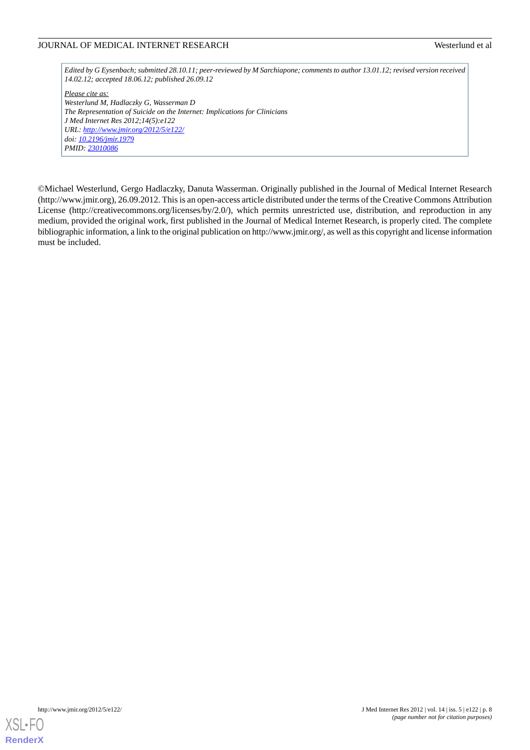*Edited by G Eysenbach; submitted 28.10.11; peer-reviewed by M Sarchiapone; comments to author 13.01.12; revised version received 14.02.12; accepted 18.06.12; published 26.09.12*

*Please cite as:*
*Westerlund M, Hadlaczky G, Wasserman D*
*The Representation of Suicide on the Internet: Implications for Clinicians*
*J Med Internet Res 2012;14(5):e122*
*URL: http://www.jmir.org/2012/5/e122/*
*doi: 10.2196/jmir.1979*
*PMID: 23010086*

©Michael Westerlund, Gergo Hadlaczky, Danuta Wasserman. Originally published in the Journal of Medical Internet Research (http://www.jmir.org), 26.09.2012. This is an open-access article distributed under the terms of the Creative Commons Attribution License (http://creativecommons.org/licenses/by/2.0/), which permits unrestricted use, distribution, and reproduction in any medium, provided the original work, first published in the Journal of Medical Internet Research, is properly cited. The complete bibliographic information, a link to the original publication on http://www.jmir.org/, as well as this copyright and license information must be included.